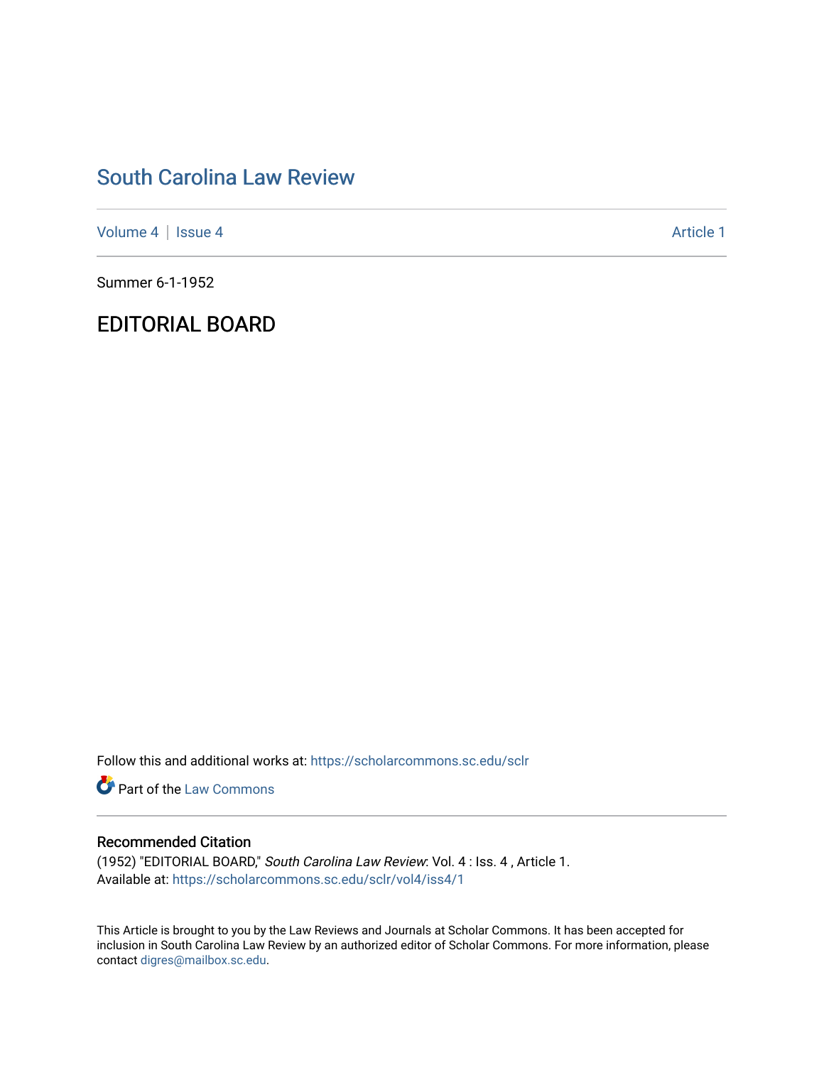# South Carolina Law Review

Volume 4 | Issue 4 — Article 1

Summer 6-1-1952

## EDITORIAL BOARD

Follow this and additional works at: https://scholarcommons.sc.edu/sclr

Part of the Law Commons

### Recommended Citation

(1952) "EDITORIAL BOARD," *South Carolina Law Review*: Vol. 4 : Iss. 4 , Article 1.
Available at: https://scholarcommons.sc.edu/sclr/vol4/iss4/1

This Article is brought to you by the Law Reviews and Journals at Scholar Commons. It has been accepted for inclusion in South Carolina Law Review by an authorized editor of Scholar Commons. For more information, please contact digres@mailbox.sc.edu.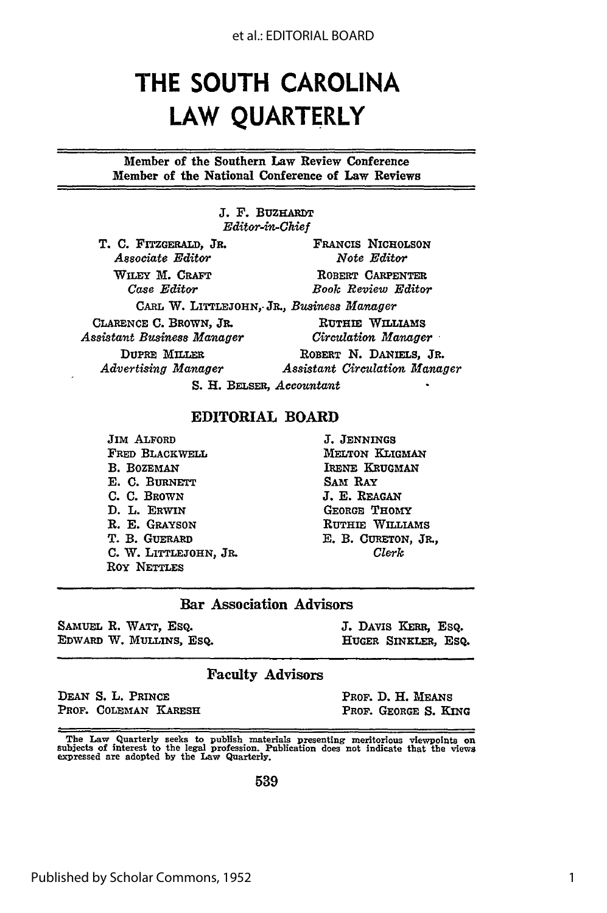# THE SOUTH CAROLINA LAW QUARTERLY

Member of the Southern Law Review Conference
Member of the National Conference of Law Reviews

J. F. BUZHARDT
*Editor-in-Chief*

T. C. FITZGERALD, JR.
*Associate Editor*

FRANCIS NICHOLSON
*Note Editor*

WILEY M. CRAFT
*Case Editor*

ROBERT CARPENTER
*Book Review Editor*

CARL W. LITTLEJOHN, JR., *Business Manager*

CLARENCE C. BROWN, JR.
*Assistant Business Manager*

RUTHIE WILLIAMS
*Circulation Manager*

DUPRE MILLER
*Advertising Manager*

ROBERT N. DANIELS, JR.
*Assistant Circulation Manager*

S. H. BELSER, *Accountant*

## EDITORIAL BOARD

JIM ALFORD
FRED BLACKWELL
B. BOZEMAN
E. C. BURNETT
C. C. BROWN
D. L. ERWIN
R. E. GRAYSON
T. B. GUERARD
C. W. LITTLEJOHN, JR.
ROY NETTLES
J. JENNINGS
MELTON KLIGMAN
IRENE KRUGMAN
SAM RAY
J. E. REAGAN
GEORGE THOMY
RUTHIE WILLIAMS
E. B. CURETON, JR., *Clerk*

### Bar Association Advisors

SAMUEL R. WATT, ESQ.
EDWARD W. MULLINS, ESQ.
J. DAVIS KERR, ESQ.
HUGER SINKLER, ESQ.

### Faculty Advisors

DEAN S. L. PRINCE
PROF. COLEMAN KARESH
PROF. D. H. MEANS
PROF. GEORGE S. KING

The Law Quarterly seeks to publish materials presenting meritorious viewpoints on subjects of interest to the legal profession. Publication does not indicate that the views expressed are adopted by the Law Quarterly.